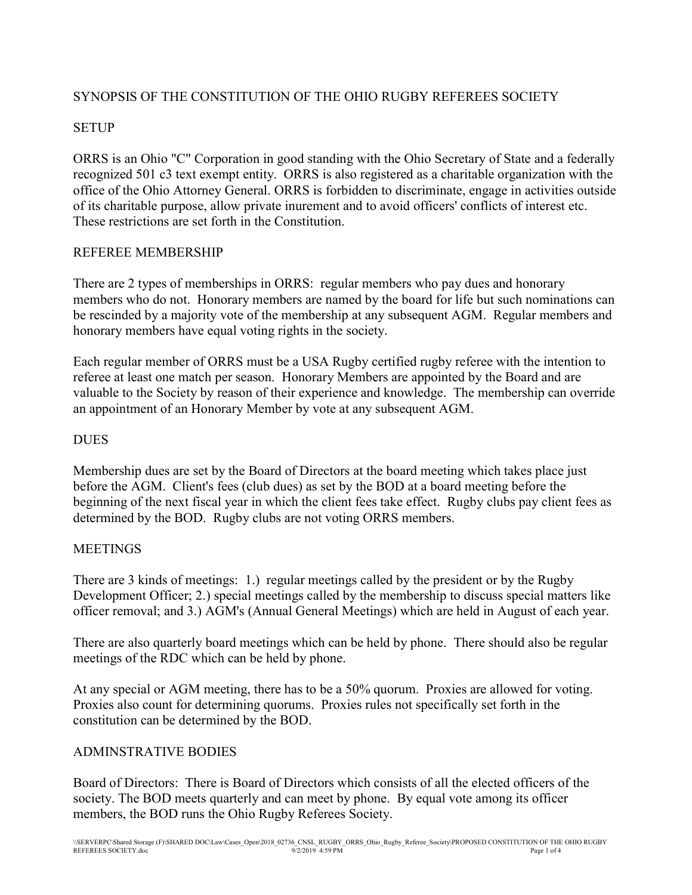# SYNOPSIS OF THE CONSTITUTION OF THE OHIO RUGBY REFEREES SOCIETY

## SETUP

ORRS is an Ohio "C" Corporation in good standing with the Ohio Secretary of State and a federally recognized 501 c3 text exempt entity. ORRS is also registered as a charitable organization with the office of the Ohio Attorney General. ORRS is forbidden to discriminate, engage in activities outside of its charitable purpose, allow private inurement and to avoid officers' conflicts of interest etc. These restrictions are set forth in the Constitution.

## REFEREE MEMBERSHIP

There are 2 types of memberships in ORRS: regular members who pay dues and honorary members who do not. Honorary members are named by the board for life but such nominations can be rescinded by a majority vote of the membership at any subsequent AGM. Regular members and honorary members have equal voting rights in the society.

Each regular member of ORRS must be a USA Rugby certified rugby referee with the intention to referee at least one match per season. Honorary Members are appointed by the Board and are valuable to the Society by reason of their experience and knowledge. The membership can override an appointment of an Honorary Member by vote at any subsequent AGM.

## DUES

Membership dues are set by the Board of Directors at the board meeting which takes place just before the AGM. Client's fees (club dues) as set by the BOD at a board meeting before the beginning of the next fiscal year in which the client fees take effect. Rugby clubs pay client fees as determined by the BOD. Rugby clubs are not voting ORRS members.

## MEETINGS

There are 3 kinds of meetings: 1.) regular meetings called by the president or by the Rugby Development Officer; 2.) special meetings called by the membership to discuss special matters like officer removal; and 3.) AGM's (Annual General Meetings) which are held in August of each year.

There are also quarterly board meetings which can be held by phone. There should also be regular meetings of the RDC which can be held by phone.

At any special or AGM meeting, there has to be a 50% quorum. Proxies are allowed for voting. Proxies also count for determining quorums. Proxies rules not specifically set forth in the constitution can be determined by the BOD.

## ADMINSTRATIVE BODIES

Board of Directors: There is Board of Directors which consists of all the elected officers of the society. The BOD meets quarterly and can meet by phone. By equal vote among its officer members, the BOD runs the Ohio Rugby Referees Society.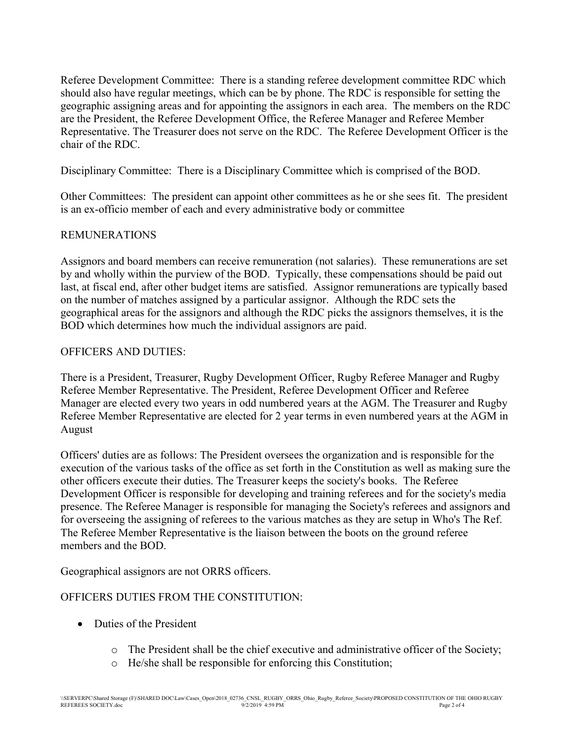Referee Development Committee: There is a standing referee development committee RDC which should also have regular meetings, which can be by phone. The RDC is responsible for setting the geographic assigning areas and for appointing the assignors in each area. The members on the RDC are the President, the Referee Development Office, the Referee Manager and Referee Member Representative. The Treasurer does not serve on the RDC. The Referee Development Officer is the chair of the RDC.

Disciplinary Committee: There is a Disciplinary Committee which is comprised of the BOD.

Other Committees: The president can appoint other committees as he or she sees fit. The president is an ex-officio member of each and every administrative body or committee

REMUNERATIONS

Assignors and board members can receive remuneration (not salaries). These remunerations are set by and wholly within the purview of the BOD. Typically, these compensations should be paid out last, at fiscal end, after other budget items are satisfied. Assignor remunerations are typically based on the number of matches assigned by a particular assignor. Although the RDC sets the geographical areas for the assignors and although the RDC picks the assignors themselves, it is the BOD which determines how much the individual assignors are paid.

OFFICERS AND DUTIES:

There is a President, Treasurer, Rugby Development Officer, Rugby Referee Manager and Rugby Referee Member Representative. The President, Referee Development Officer and Referee Manager are elected every two years in odd numbered years at the AGM. The Treasurer and Rugby Referee Member Representative are elected for 2 year terms in even numbered years at the AGM in August

Officers' duties are as follows: The President oversees the organization and is responsible for the execution of the various tasks of the office as set forth in the Constitution as well as making sure the other officers execute their duties. The Treasurer keeps the society's books. The Referee Development Officer is responsible for developing and training referees and for the society's media presence. The Referee Manager is responsible for managing the Society's referees and assignors and for overseeing the assigning of referees to the various matches as they are setup in Who's The Ref. The Referee Member Representative is the liaison between the boots on the ground referee members and the BOD.

Geographical assignors are not ORRS officers.

OFFICERS DUTIES FROM THE CONSTITUTION:

- Duties of the President
  - The President shall be the chief executive and administrative officer of the Society;
  - He/she shall be responsible for enforcing this Constitution;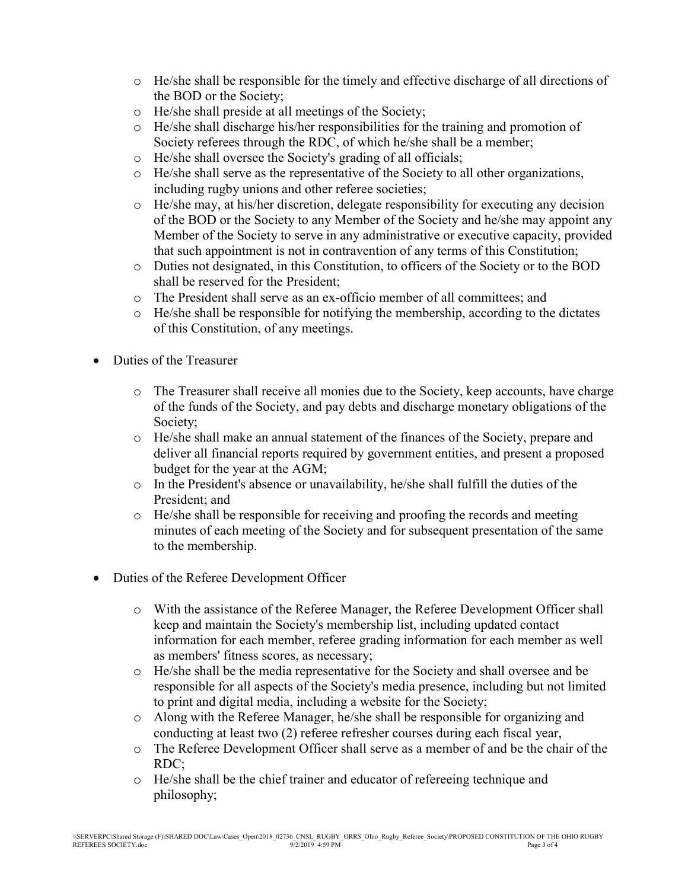- He/she shall be responsible for the timely and effective discharge of all directions of the BOD or the Society;
- He/she shall preside at all meetings of the Society;
- He/she shall discharge his/her responsibilities for the training and promotion of Society referees through the RDC, of which he/she shall be a member;
- He/she shall oversee the Society's grading of all officials;
- He/she shall serve as the representative of the Society to all other organizations, including rugby unions and other referee societies;
- He/she may, at his/her discretion, delegate responsibility for executing any decision of the BOD or the Society to any Member of the Society and he/she may appoint any Member of the Society to serve in any administrative or executive capacity, provided that such appointment is not in contravention of any terms of this Constitution;
- Duties not designated, in this Constitution, to officers of the Society or to the BOD shall be reserved for the President;
- The President shall serve as an ex-officio member of all committees; and
- He/she shall be responsible for notifying the membership, according to the dictates of this Constitution, of any meetings.

- Duties of the Treasurer

  - The Treasurer shall receive all monies due to the Society, keep accounts, have charge of the funds of the Society, and pay debts and discharge monetary obligations of the Society;
  - He/she shall make an annual statement of the finances of the Society, prepare and deliver all financial reports required by government entities, and present a proposed budget for the year at the AGM;
  - In the President's absence or unavailability, he/she shall fulfill the duties of the President; and
  - He/she shall be responsible for receiving and proofing the records and meeting minutes of each meeting of the Society and for subsequent presentation of the same to the membership.

- Duties of the Referee Development Officer

  - With the assistance of the Referee Manager, the Referee Development Officer shall keep and maintain the Society's membership list, including updated contact information for each member, referee grading information for each member as well as members' fitness scores, as necessary;
  - He/she shall be the media representative for the Society and shall oversee and be responsible for all aspects of the Society's media presence, including but not limited to print and digital media, including a website for the Society;
  - Along with the Referee Manager, he/she shall be responsible for organizing and conducting at least two (2) referee refresher courses during each fiscal year,
  - The Referee Development Officer shall serve as a member of and be the chair of the RDC;
  - He/she shall be the chief trainer and educator of refereeing technique and philosophy;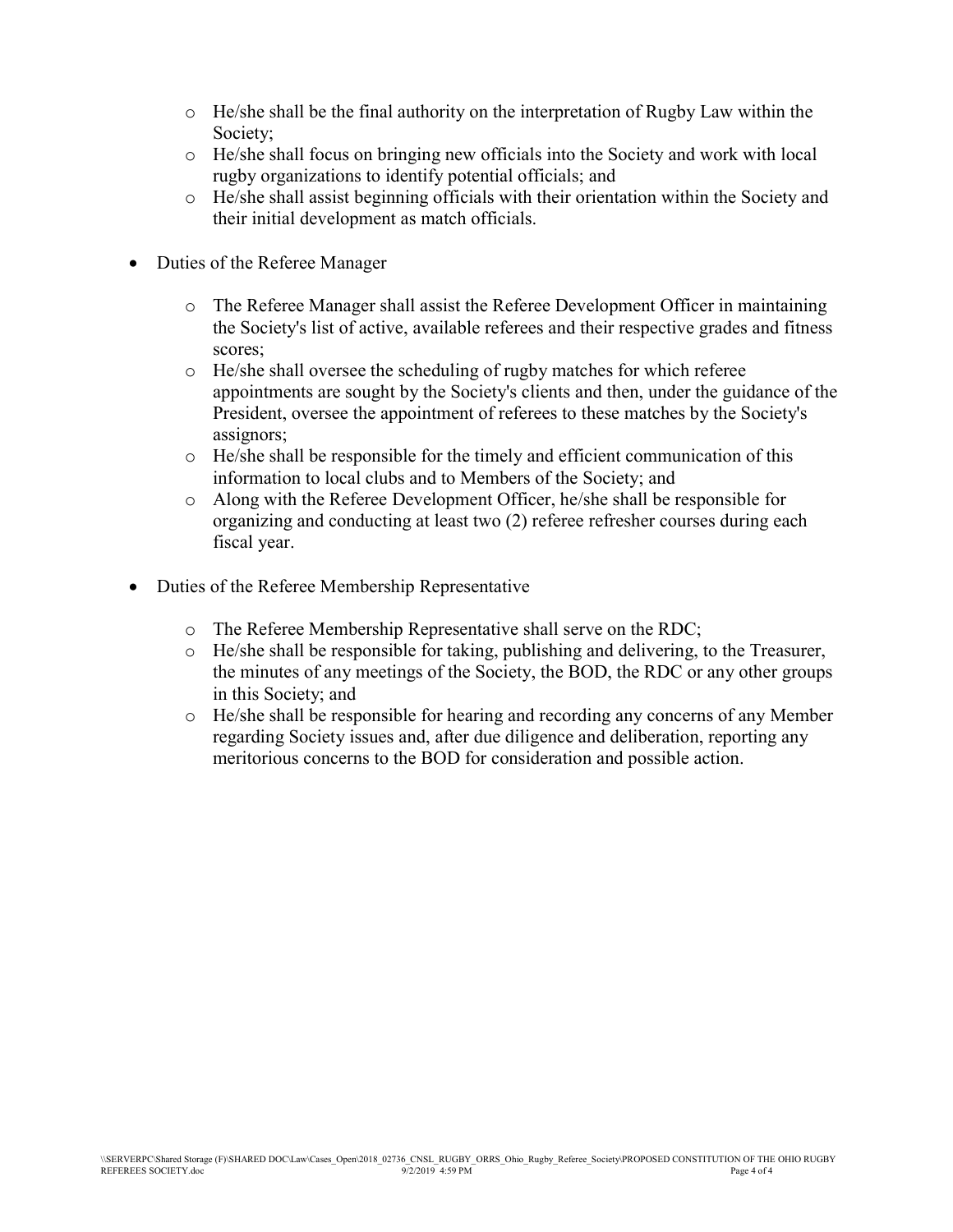- He/she shall be the final authority on the interpretation of Rugby Law within the Society;
  - He/she shall focus on bringing new officials into the Society and work with local rugby organizations to identify potential officials; and
  - He/she shall assist beginning officials with their orientation within the Society and their initial development as match officials.

- Duties of the Referee Manager

  - The Referee Manager shall assist the Referee Development Officer in maintaining the Society's list of active, available referees and their respective grades and fitness scores;
  - He/she shall oversee the scheduling of rugby matches for which referee appointments are sought by the Society's clients and then, under the guidance of the President, oversee the appointment of referees to these matches by the Society's assignors;
  - He/she shall be responsible for the timely and efficient communication of this information to local clubs and to Members of the Society; and
  - Along with the Referee Development Officer, he/she shall be responsible for organizing and conducting at least two (2) referee refresher courses during each fiscal year.

- Duties of the Referee Membership Representative

  - The Referee Membership Representative shall serve on the RDC;
  - He/she shall be responsible for taking, publishing and delivering, to the Treasurer, the minutes of any meetings of the Society, the BOD, the RDC or any other groups in this Society; and
  - He/she shall be responsible for hearing and recording any concerns of any Member regarding Society issues and, after due diligence and deliberation, reporting any meritorious concerns to the BOD for consideration and possible action.